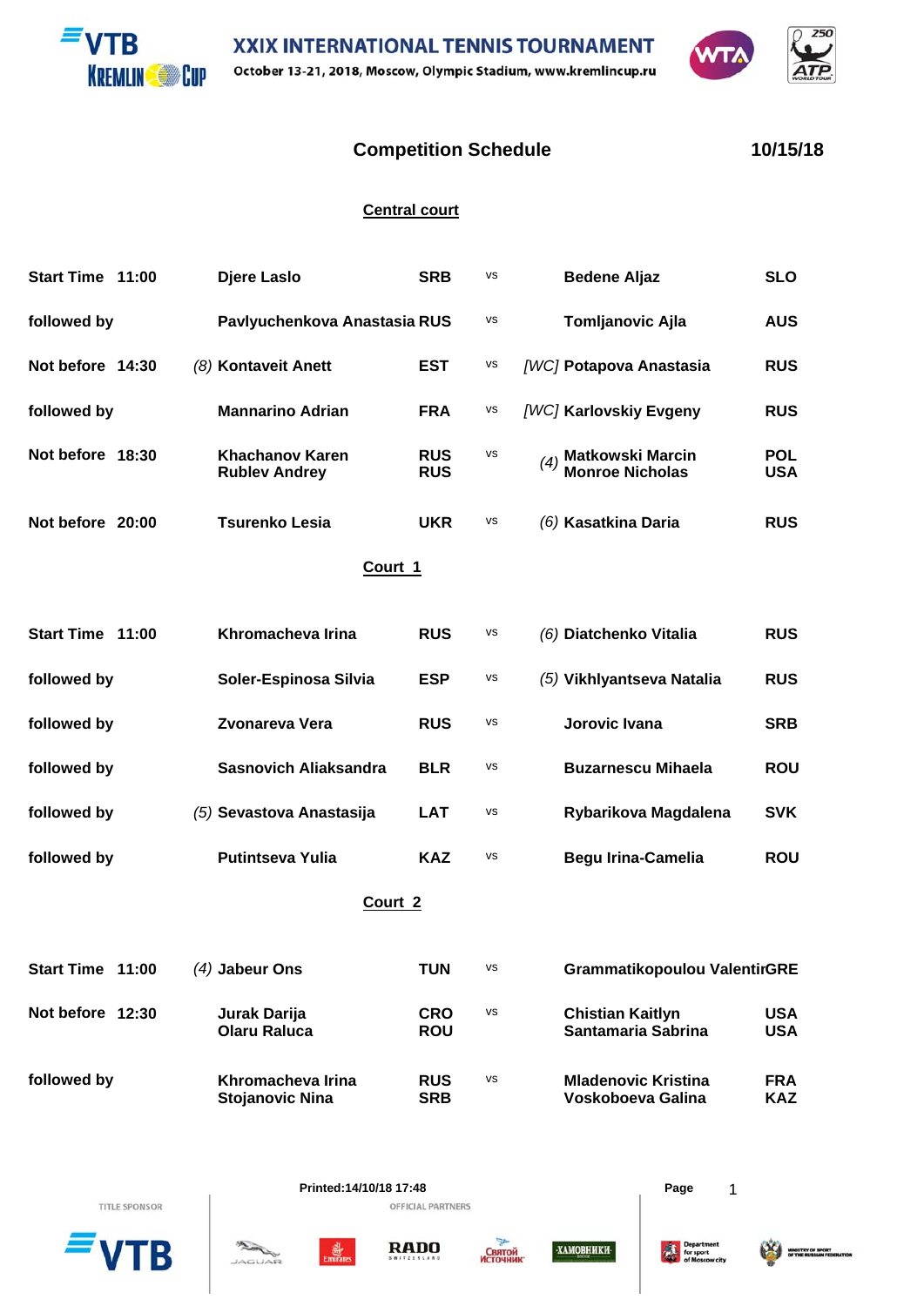# XXIX INTERNATIONAL TENNIS TOURNAMENT

October 13-21, 2018, Moscow, Olympic Stadium, www.kremlincup.ru

## Competition Schedule

**10/15/18**

### Central court

| Time | | Player(s) | Country | | | Player(s) | Country |
|---|---|---|---|---|---|---|---|
| **Start Time 11:00** | | **Djere Laslo** | **SRB** | vs | | **Bedene Aljaz** | **SLO** |
| **followed by** | | **Pavlyuchenkova Anastasia** | **RUS** | vs | | **Tomljanovic Ajla** | **AUS** |
| **Not before 14:30** | *(8)* | **Kontaveit Anett** | **EST** | vs | *[WC]* | **Potapova Anastasia** | **RUS** |
| **followed by** | | **Mannarino Adrian** | **FRA** | vs | *[WC]* | **Karlovskiy Evgeny** | **RUS** |
| **Not before 18:30** | | **Khachanov Karen** / **Rublev Andrey** | **RUS** / **RUS** | vs | *(4)* | **Matkowski Marcin** / **Monroe Nicholas** | **POL** / **USA** |
| **Not before 20:00** | | **Tsurenko Lesia** | **UKR** | vs | *(6)* | **Kasatkina Daria** | **RUS** |

### Court 1

| Time | | Player(s) | Country | | | Player(s) | Country |
|---|---|---|---|---|---|---|---|
| **Start Time 11:00** | | **Khromacheva Irina** | **RUS** | vs | *(6)* | **Diatchenko Vitalia** | **RUS** |
| **followed by** | | **Soler-Espinosa Silvia** | **ESP** | vs | *(5)* | **Vikhlyantseva Natalia** | **RUS** |
| **followed by** | | **Zvonareva Vera** | **RUS** | vs | | **Jorovic Ivana** | **SRB** |
| **followed by** | | **Sasnovich Aliaksandra** | **BLR** | vs | | **Buzarnescu Mihaela** | **ROU** |
| **followed by** | *(5)* | **Sevastova Anastasija** | **LAT** | vs | | **Rybarikova Magdalena** | **SVK** |
| **followed by** | | **Putintseva Yulia** | **KAZ** | vs | | **Begu Irina-Camelia** | **ROU** |

### Court 2

| Time | | Player(s) | Country | | | Player(s) | Country |
|---|---|---|---|---|---|---|---|
| **Start Time 11:00** | *(4)* | **Jabeur Ons** | **TUN** | vs | | **Grammatikopoulou Valentir** | **GRE** |
| **Not before 12:30** | | **Jurak Darija** / **Olaru Raluca** | **CRO** / **ROU** | vs | | **Chistian Kaitlyn** / **Santamaria Sabrina** | **USA** / **USA** |
| **followed by** | | **Khromacheva Irina** / **Stojanovic Nina** | **RUS** / **SRB** | vs | | **Mladenovic Kristina** / **Voskoboeva Galina** | **FRA** / **KAZ** |

**Printed:14/10/18 17:48**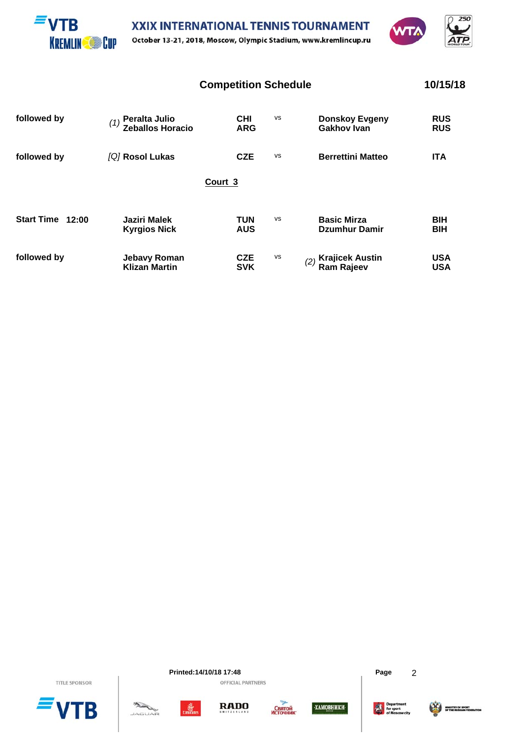# XXIX INTERNATIONAL TENNIS TOURNAMENT

October 13-21, 2018, Moscow, Olympic Stadium, www.kremlincup.ru

## Competition Schedule

10/15/18

| | | | | | | |
|---|---|---|---|---|---|---|
| followed by | *(1)* Peralta Julio<br>Zeballos Horacio | CHI<br>ARG | vs | Donskoy Evgeny<br>Gakhov Ivan | RUS<br>RUS |
| followed by | *[Q]* Rosol Lukas | CZE | vs | Berrettini Matteo | ITA |

### Court 3

| | | | | | |
|---|---|---|---|---|---|
| Start Time 12:00 | Jaziri Malek<br>Kyrgios Nick | TUN<br>AUS | vs | Basic Mirza<br>Dzumhur Damir | BIH<br>BIH |
| followed by | Jebavy Roman<br>Klizan Martin | CZE<br>SVK | vs | *(2)* Krajicek Austin<br>Ram Rajeev | USA<br>USA |

Printed:14/10/18 17:48

TITLE SPONSOR

OFFICIAL PARTNERS